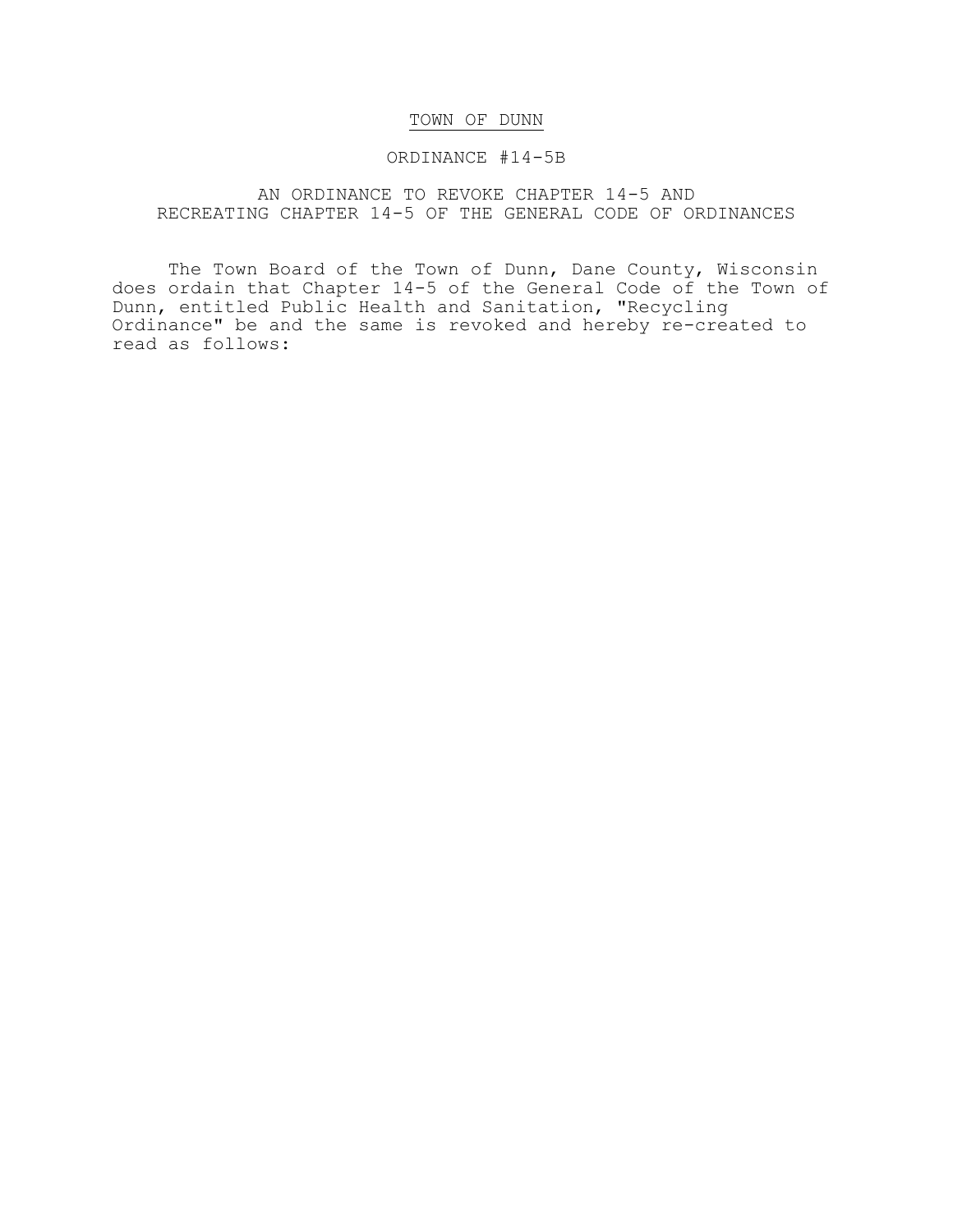# TOWN OF DUNN

## ORDINANCE #14-5B

## AN ORDINANCE TO REVOKE CHAPTER 14-5 AND RECREATING CHAPTER 14-5 OF THE GENERAL CODE OF ORDINANCES

The Town Board of the Town of Dunn, Dane County, Wisconsin does ordain that Chapter 14-5 of the General Code of the Town of Dunn, entitled Public Health and Sanitation, "Recycling Ordinance" be and the same is revoked and hereby re-created to read as follows: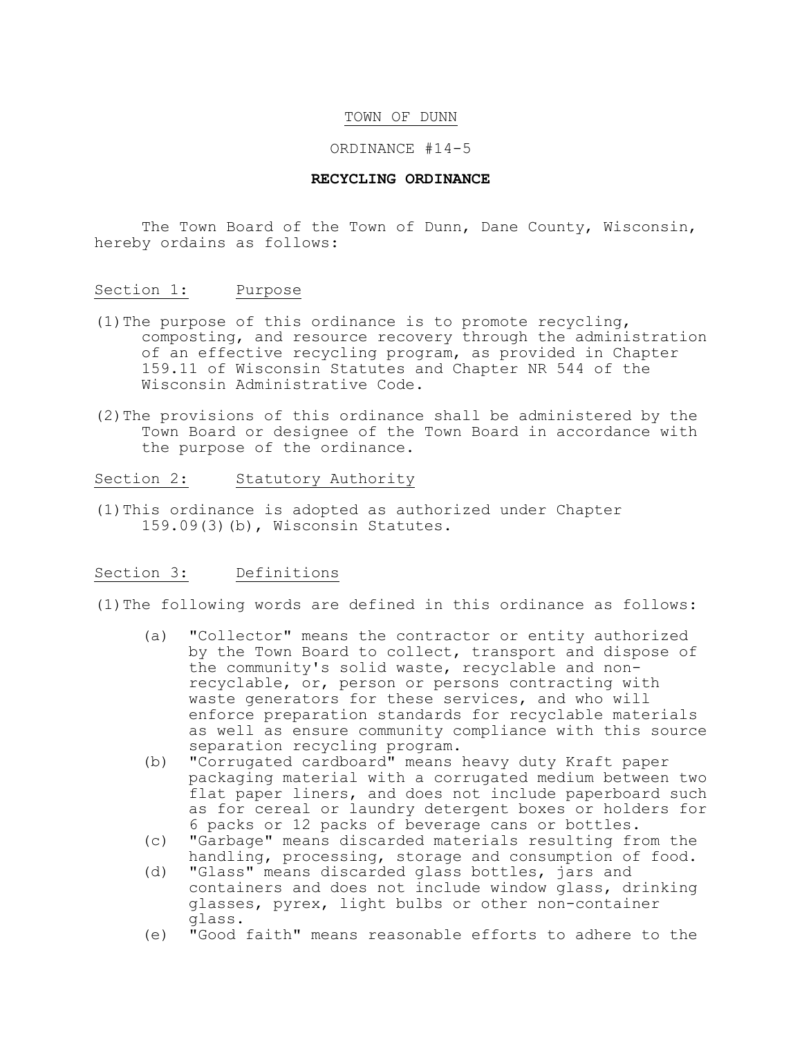TOWN OF DUNN

ORDINANCE #14-5

**RECYCLING ORDINANCE**

The Town Board of the Town of Dunn, Dane County, Wisconsin, hereby ordains as follows:

Section 1: Purpose

(1) The purpose of this ordinance is to promote recycling, composting, and resource recovery through the administration of an effective recycling program, as provided in Chapter 159.11 of Wisconsin Statutes and Chapter NR 544 of the Wisconsin Administrative Code.

(2) The provisions of this ordinance shall be administered by the Town Board or designee of the Town Board in accordance with the purpose of the ordinance.

Section 2: Statutory Authority

(1) This ordinance is adopted as authorized under Chapter 159.09(3)(b), Wisconsin Statutes.

Section 3: Definitions

(1) The following words are defined in this ordinance as follows:

(a) "Collector" means the contractor or entity authorized by the Town Board to collect, transport and dispose of the community's solid waste, recyclable and non-recyclable, or, person or persons contracting with waste generators for these services, and who will enforce preparation standards for recyclable materials as well as ensure community compliance with this source separation recycling program.

(b) "Corrugated cardboard" means heavy duty Kraft paper packaging material with a corrugated medium between two flat paper liners, and does not include paperboard such as for cereal or laundry detergent boxes or holders for 6 packs or 12 packs of beverage cans or bottles.

(c) "Garbage" means discarded materials resulting from the handling, processing, storage and consumption of food.

(d) "Glass" means discarded glass bottles, jars and containers and does not include window glass, drinking glasses, pyrex, light bulbs or other non-container glass.

(e) "Good faith" means reasonable efforts to adhere to the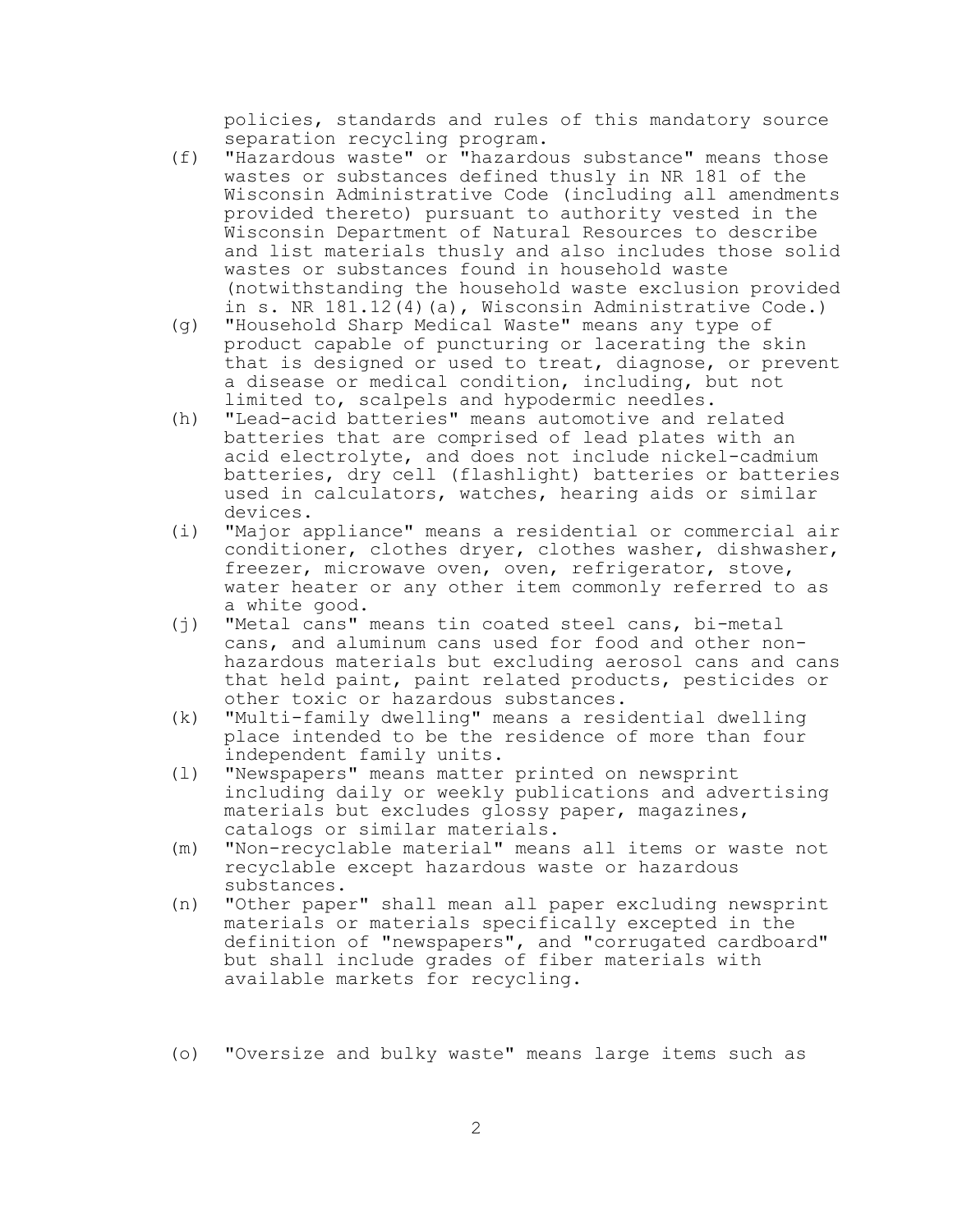policies, standards and rules of this mandatory source separation recycling program.

(f) "Hazardous waste" or "hazardous substance" means those wastes or substances defined thusly in NR 181 of the Wisconsin Administrative Code (including all amendments provided thereto) pursuant to authority vested in the Wisconsin Department of Natural Resources to describe and list materials thusly and also includes those solid wastes or substances found in household waste (notwithstanding the household waste exclusion provided in s. NR 181.12(4)(a), Wisconsin Administrative Code.)

(g) "Household Sharp Medical Waste" means any type of product capable of puncturing or lacerating the skin that is designed or used to treat, diagnose, or prevent a disease or medical condition, including, but not limited to, scalpels and hypodermic needles.

(h) "Lead-acid batteries" means automotive and related batteries that are comprised of lead plates with an acid electrolyte, and does not include nickel-cadmium batteries, dry cell (flashlight) batteries or batteries used in calculators, watches, hearing aids or similar devices.

(i) "Major appliance" means a residential or commercial air conditioner, clothes dryer, clothes washer, dishwasher, freezer, microwave oven, oven, refrigerator, stove, water heater or any other item commonly referred to as a white good.

(j) "Metal cans" means tin coated steel cans, bi-metal cans, and aluminum cans used for food and other non-hazardous materials but excluding aerosol cans and cans that held paint, paint related products, pesticides or other toxic or hazardous substances.

(k) "Multi-family dwelling" means a residential dwelling place intended to be the residence of more than four independent family units.

(l) "Newspapers" means matter printed on newsprint including daily or weekly publications and advertising materials but excludes glossy paper, magazines, catalogs or similar materials.

(m) "Non-recyclable material" means all items or waste not recyclable except hazardous waste or hazardous substances.

(n) "Other paper" shall mean all paper excluding newsprint materials or materials specifically excepted in the definition of "newspapers", and "corrugated cardboard" but shall include grades of fiber materials with available markets for recycling.

(o) "Oversize and bulky waste" means large items such as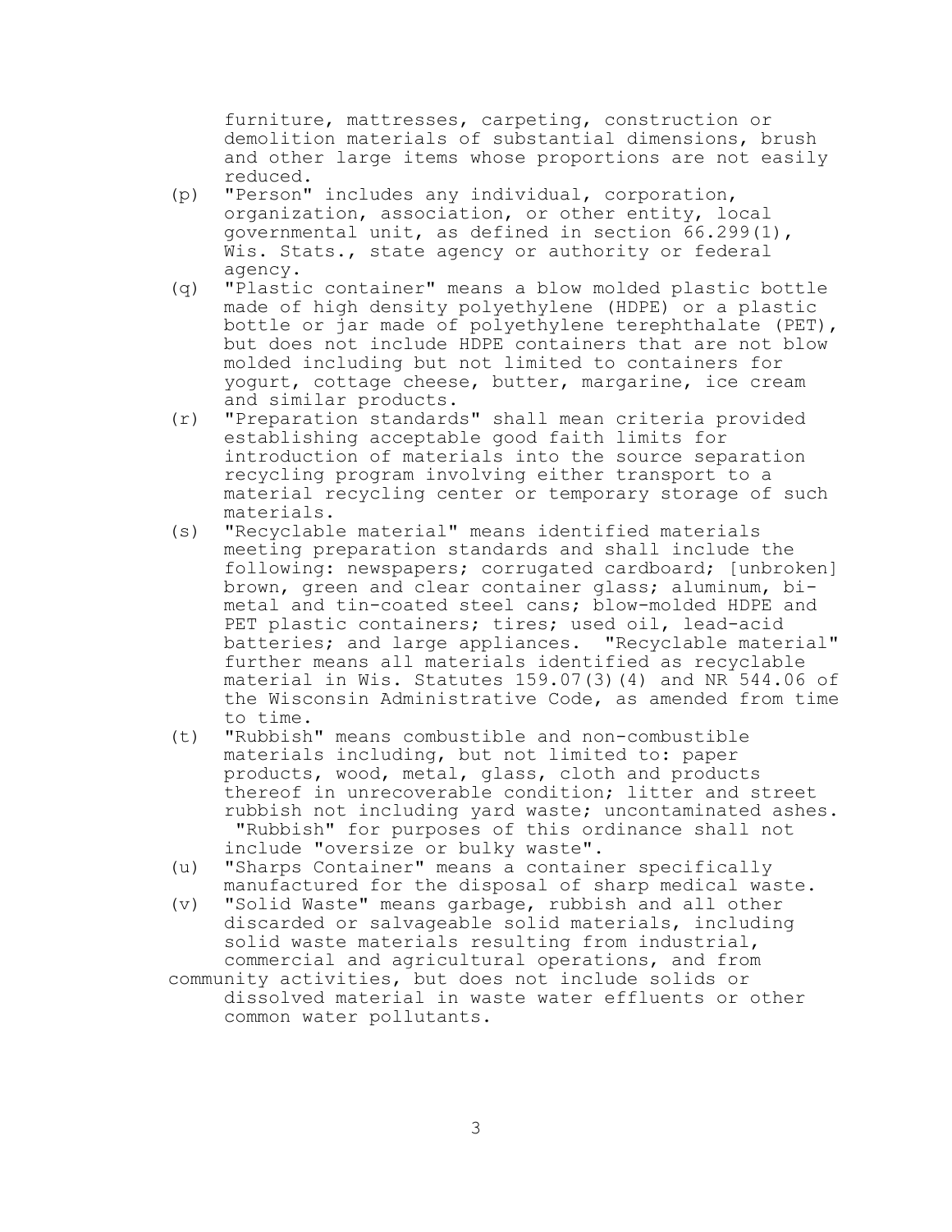furniture, mattresses, carpeting, construction or demolition materials of substantial dimensions, brush and other large items whose proportions are not easily reduced.

(p) "Person" includes any individual, corporation, organization, association, or other entity, local governmental unit, as defined in section 66.299(1), Wis. Stats., state agency or authority or federal agency.

(q) "Plastic container" means a blow molded plastic bottle made of high density polyethylene (HDPE) or a plastic bottle or jar made of polyethylene terephthalate (PET), but does not include HDPE containers that are not blow molded including but not limited to containers for yogurt, cottage cheese, butter, margarine, ice cream and similar products.

(r) "Preparation standards" shall mean criteria provided establishing acceptable good faith limits for introduction of materials into the source separation recycling program involving either transport to a material recycling center or temporary storage of such materials.

(s) "Recyclable material" means identified materials meeting preparation standards and shall include the following: newspapers; corrugated cardboard; [unbroken] brown, green and clear container glass; aluminum, bi-metal and tin-coated steel cans; blow-molded HDPE and PET plastic containers; tires; used oil, lead-acid batteries; and large appliances. "Recyclable material" further means all materials identified as recyclable material in Wis. Statutes 159.07(3)(4) and NR 544.06 of the Wisconsin Administrative Code, as amended from time to time.

(t) "Rubbish" means combustible and non-combustible materials including, but not limited to: paper products, wood, metal, glass, cloth and products thereof in unrecoverable condition; litter and street rubbish not including yard waste; uncontaminated ashes. "Rubbish" for purposes of this ordinance shall not include "oversize or bulky waste".

(u) "Sharps Container" means a container specifically manufactured for the disposal of sharp medical waste.

(v) "Solid Waste" means garbage, rubbish and all other discarded or salvageable solid materials, including solid waste materials resulting from industrial, commercial and agricultural operations, and from community activities, but does not include solids or dissolved material in waste water effluents or other common water pollutants.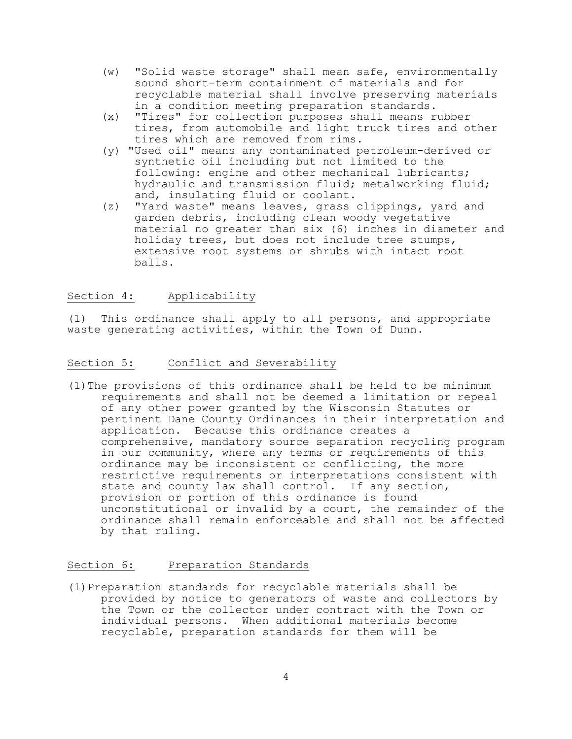(w) "Solid waste storage" shall mean safe, environmentally sound short-term containment of materials and for recyclable material shall involve preserving materials in a condition meeting preparation standards.

(x) "Tires" for collection purposes shall means rubber tires, from automobile and light truck tires and other tires which are removed from rims.

(y) "Used oil" means any contaminated petroleum-derived or synthetic oil including but not limited to the following: engine and other mechanical lubricants; hydraulic and transmission fluid; metalworking fluid; and, insulating fluid or coolant.

(z) "Yard waste" means leaves, grass clippings, yard and garden debris, including clean woody vegetative material no greater than six (6) inches in diameter and holiday trees, but does not include tree stumps, extensive root systems or shrubs with intact root balls.

## Section 4: Applicability

(1) This ordinance shall apply to all persons, and appropriate waste generating activities, within the Town of Dunn.

## Section 5: Conflict and Severability

(1) The provisions of this ordinance shall be held to be minimum requirements and shall not be deemed a limitation or repeal of any other power granted by the Wisconsin Statutes or pertinent Dane County Ordinances in their interpretation and application. Because this ordinance creates a comprehensive, mandatory source separation recycling program in our community, where any terms or requirements of this ordinance may be inconsistent or conflicting, the more restrictive requirements or interpretations consistent with state and county law shall control. If any section, provision or portion of this ordinance is found unconstitutional or invalid by a court, the remainder of the ordinance shall remain enforceable and shall not be affected by that ruling.

## Section 6: Preparation Standards

(1) Preparation standards for recyclable materials shall be provided by notice to generators of waste and collectors by the Town or the collector under contract with the Town or individual persons. When additional materials become recyclable, preparation standards for them will be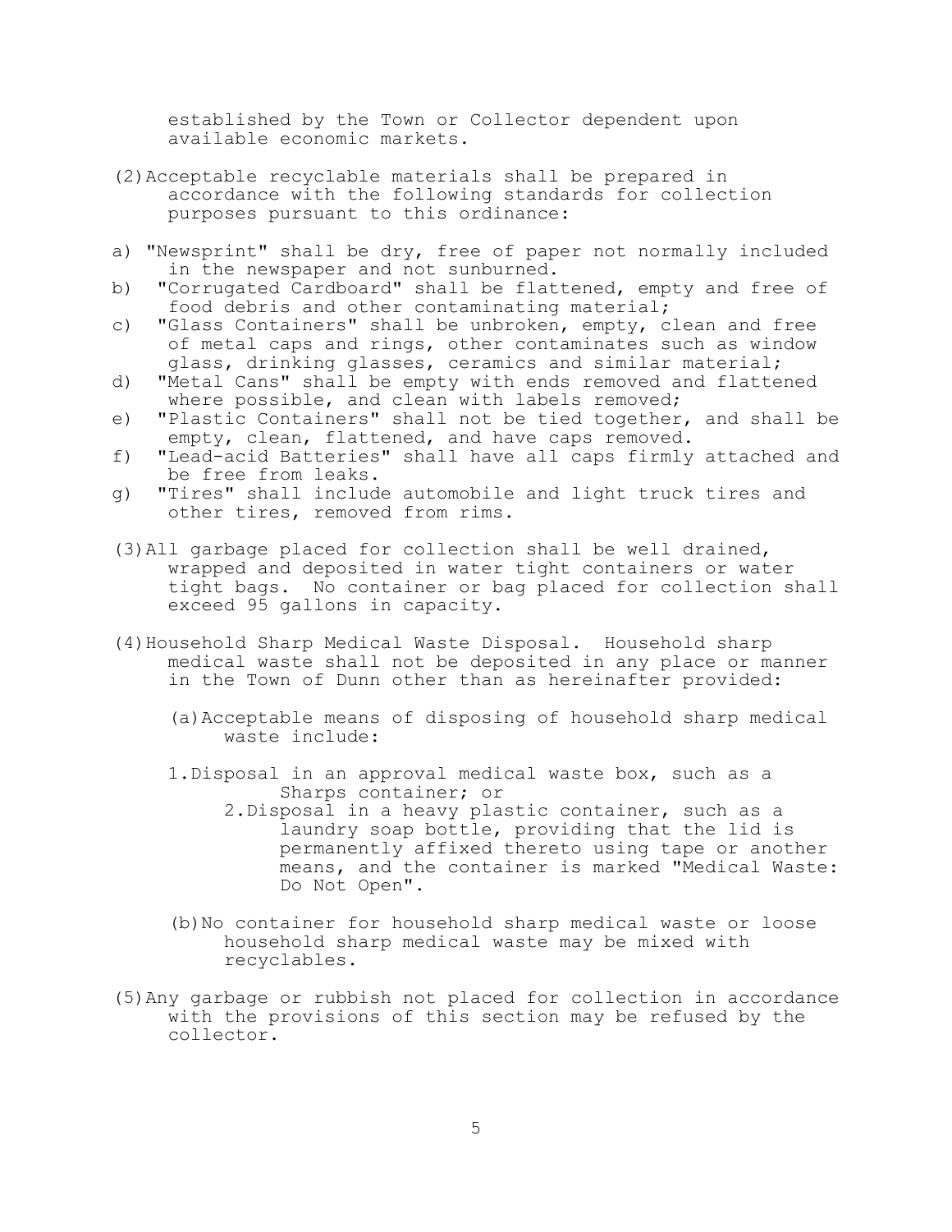established by the Town or Collector dependent upon available economic markets.

(2) Acceptable recyclable materials shall be prepared in accordance with the following standards for collection purposes pursuant to this ordinance:

a) "Newsprint" shall be dry, free of paper not normally included in the newspaper and not sunburned.

b) "Corrugated Cardboard" shall be flattened, empty and free of food debris and other contaminating material;

c) "Glass Containers" shall be unbroken, empty, clean and free of metal caps and rings, other contaminates such as window glass, drinking glasses, ceramics and similar material;

d) "Metal Cans" shall be empty with ends removed and flattened where possible, and clean with labels removed;

e) "Plastic Containers" shall not be tied together, and shall be empty, clean, flattened, and have caps removed.

f) "Lead-acid Batteries" shall have all caps firmly attached and be free from leaks.

g) "Tires" shall include automobile and light truck tires and other tires, removed from rims.

(3) All garbage placed for collection shall be well drained, wrapped and deposited in water tight containers or water tight bags. No container or bag placed for collection shall exceed 95 gallons in capacity.

(4) Household Sharp Medical Waste Disposal. Household sharp medical waste shall not be deposited in any place or manner in the Town of Dunn other than as hereinafter provided:

(a) Acceptable means of disposing of household sharp medical waste include:

1. Disposal in an approval medical waste box, such as a Sharps container; or

2. Disposal in a heavy plastic container, such as a laundry soap bottle, providing that the lid is permanently affixed thereto using tape or another means, and the container is marked "Medical Waste: Do Not Open".

(b) No container for household sharp medical waste or loose household sharp medical waste may be mixed with recyclables.

(5) Any garbage or rubbish not placed for collection in accordance with the provisions of this section may be refused by the collector.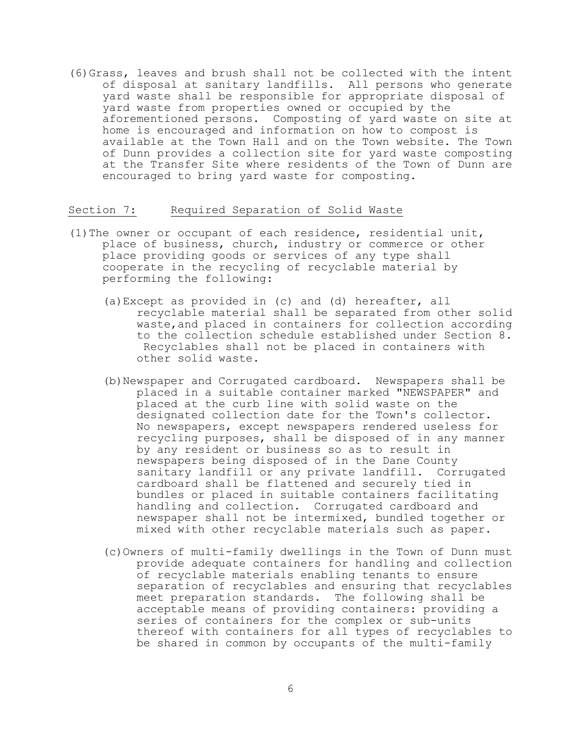(6) Grass, leaves and brush shall not be collected with the intent of disposal at sanitary landfills. All persons who generate yard waste shall be responsible for appropriate disposal of yard waste from properties owned or occupied by the aforementioned persons. Composting of yard waste on site at home is encouraged and information on how to compost is available at the Town Hall and on the Town website. The Town of Dunn provides a collection site for yard waste composting at the Transfer Site where residents of the Town of Dunn are encouraged to bring yard waste for composting.

## Section 7: Required Separation of Solid Waste

(1) The owner or occupant of each residence, residential unit, place of business, church, industry or commerce or other place providing goods or services of any type shall cooperate in the recycling of recyclable material by performing the following:

(a) Except as provided in (c) and (d) hereafter, all recyclable material shall be separated from other solid waste,and placed in containers for collection according to the collection schedule established under Section 8. Recyclables shall not be placed in containers with other solid waste.

(b) Newspaper and Corrugated cardboard. Newspapers shall be placed in a suitable container marked "NEWSPAPER" and placed at the curb line with solid waste on the designated collection date for the Town's collector. No newspapers, except newspapers rendered useless for recycling purposes, shall be disposed of in any manner by any resident or business so as to result in newspapers being disposed of in the Dane County sanitary landfill or any private landfill. Corrugated cardboard shall be flattened and securely tied in bundles or placed in suitable containers facilitating handling and collection. Corrugated cardboard and newspaper shall not be intermixed, bundled together or mixed with other recyclable materials such as paper.

(c) Owners of multi-family dwellings in the Town of Dunn must provide adequate containers for handling and collection of recyclable materials enabling tenants to ensure separation of recyclables and ensuring that recyclables meet preparation standards. The following shall be acceptable means of providing containers: providing a series of containers for the complex or sub-units thereof with containers for all types of recyclables to be shared in common by occupants of the multi-family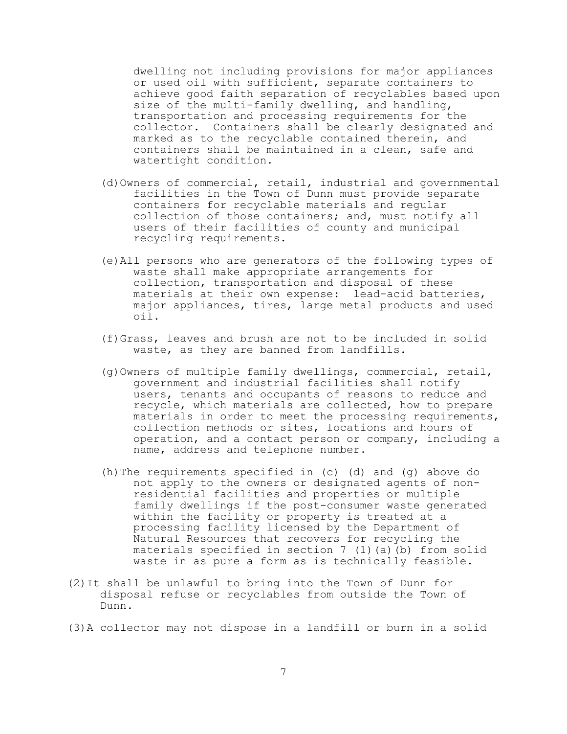dwelling not including provisions for major appliances or used oil with sufficient, separate containers to achieve good faith separation of recyclables based upon size of the multi-family dwelling, and handling, transportation and processing requirements for the collector. Containers shall be clearly designated and marked as to the recyclable contained therein, and containers shall be maintained in a clean, safe and watertight condition.

(d) Owners of commercial, retail, industrial and governmental facilities in the Town of Dunn must provide separate containers for recyclable materials and regular collection of those containers; and, must notify all users of their facilities of county and municipal recycling requirements.

(e) All persons who are generators of the following types of waste shall make appropriate arrangements for collection, transportation and disposal of these materials at their own expense: lead-acid batteries, major appliances, tires, large metal products and used oil.

(f) Grass, leaves and brush are not to be included in solid waste, as they are banned from landfills.

(g) Owners of multiple family dwellings, commercial, retail, government and industrial facilities shall notify users, tenants and occupants of reasons to reduce and recycle, which materials are collected, how to prepare materials in order to meet the processing requirements, collection methods or sites, locations and hours of operation, and a contact person or company, including a name, address and telephone number.

(h) The requirements specified in (c) (d) and (g) above do not apply to the owners or designated agents of non-residential facilities and properties or multiple family dwellings if the post-consumer waste generated within the facility or property is treated at a processing facility licensed by the Department of Natural Resources that recovers for recycling the materials specified in section 7 (1)(a)(b) from solid waste in as pure a form as is technically feasible.

(2) It shall be unlawful to bring into the Town of Dunn for disposal refuse or recyclables from outside the Town of Dunn.

(3) A collector may not dispose in a landfill or burn in a solid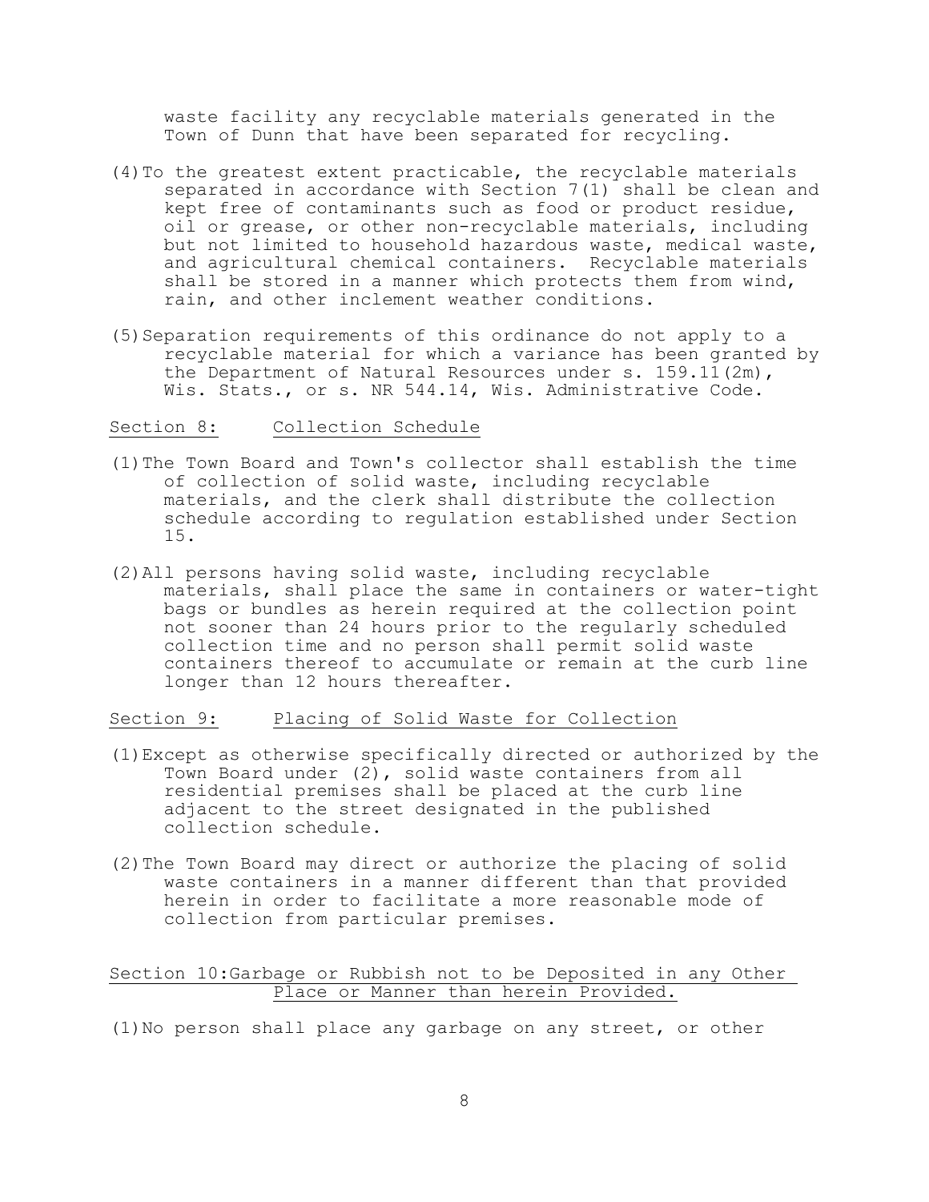waste facility any recyclable materials generated in the Town of Dunn that have been separated for recycling.

(4) To the greatest extent practicable, the recyclable materials separated in accordance with Section 7(1) shall be clean and kept free of contaminants such as food or product residue, oil or grease, or other non-recyclable materials, including but not limited to household hazardous waste, medical waste, and agricultural chemical containers. Recyclable materials shall be stored in a manner which protects them from wind, rain, and other inclement weather conditions.

(5) Separation requirements of this ordinance do not apply to a recyclable material for which a variance has been granted by the Department of Natural Resources under s. 159.11(2m), Wis. Stats., or s. NR 544.14, Wis. Administrative Code.

## Section 8: Collection Schedule

(1) The Town Board and Town's collector shall establish the time of collection of solid waste, including recyclable materials, and the clerk shall distribute the collection schedule according to regulation established under Section 15.

(2) All persons having solid waste, including recyclable materials, shall place the same in containers or water-tight bags or bundles as herein required at the collection point not sooner than 24 hours prior to the regularly scheduled collection time and no person shall permit solid waste containers thereof to accumulate or remain at the curb line longer than 12 hours thereafter.

## Section 9: Placing of Solid Waste for Collection

(1) Except as otherwise specifically directed or authorized by the Town Board under (2), solid waste containers from all residential premises shall be placed at the curb line adjacent to the street designated in the published collection schedule.

(2) The Town Board may direct or authorize the placing of solid waste containers in a manner different than that provided herein in order to facilitate a more reasonable mode of collection from particular premises.

## Section 10: Garbage or Rubbish not to be Deposited in any Other Place or Manner than herein Provided.

(1) No person shall place any garbage on any street, or other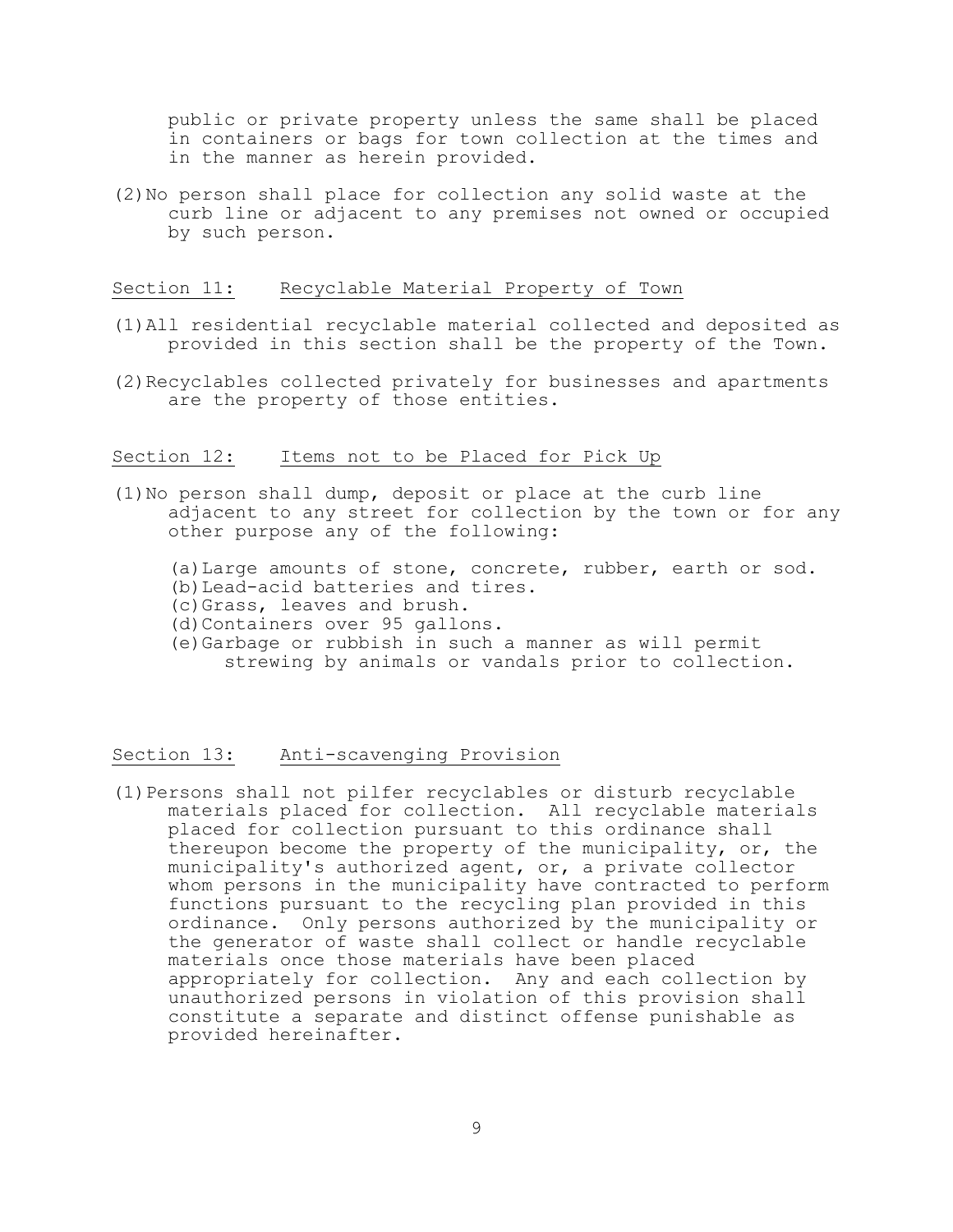public or private property unless the same shall be placed in containers or bags for town collection at the times and in the manner as herein provided.

(2) No person shall place for collection any solid waste at the curb line or adjacent to any premises not owned or occupied by such person.

## Section 11: Recyclable Material Property of Town

(1) All residential recyclable material collected and deposited as provided in this section shall be the property of the Town.

(2) Recyclables collected privately for businesses and apartments are the property of those entities.

## Section 12: Items not to be Placed for Pick Up

(1) No person shall dump, deposit or place at the curb line adjacent to any street for collection by the town or for any other purpose any of the following:

(a) Large amounts of stone, concrete, rubber, earth or sod.
(b) Lead-acid batteries and tires.
(c) Grass, leaves and brush.
(d) Containers over 95 gallons.
(e) Garbage or rubbish in such a manner as will permit strewing by animals or vandals prior to collection.

## Section 13: Anti-scavenging Provision

(1) Persons shall not pilfer recyclables or disturb recyclable materials placed for collection. All recyclable materials placed for collection pursuant to this ordinance shall thereupon become the property of the municipality, or, the municipality's authorized agent, or, a private collector whom persons in the municipality have contracted to perform functions pursuant to the recycling plan provided in this ordinance. Only persons authorized by the municipality or the generator of waste shall collect or handle recyclable materials once those materials have been placed appropriately for collection. Any and each collection by unauthorized persons in violation of this provision shall constitute a separate and distinct offense punishable as provided hereinafter.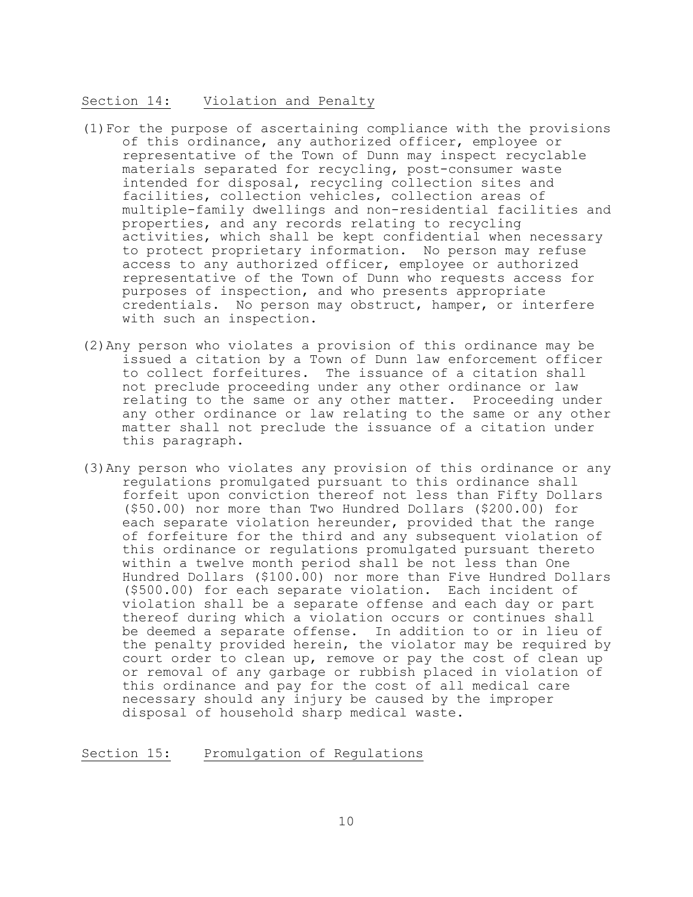## Section 14: Violation and Penalty

(1) For the purpose of ascertaining compliance with the provisions of this ordinance, any authorized officer, employee or representative of the Town of Dunn may inspect recyclable materials separated for recycling, post-consumer waste intended for disposal, recycling collection sites and facilities, collection vehicles, collection areas of multiple-family dwellings and non-residential facilities and properties, and any records relating to recycling activities, which shall be kept confidential when necessary to protect proprietary information. No person may refuse access to any authorized officer, employee or authorized representative of the Town of Dunn who requests access for purposes of inspection, and who presents appropriate credentials. No person may obstruct, hamper, or interfere with such an inspection.

(2) Any person who violates a provision of this ordinance may be issued a citation by a Town of Dunn law enforcement officer to collect forfeitures. The issuance of a citation shall not preclude proceeding under any other ordinance or law relating to the same or any other matter. Proceeding under any other ordinance or law relating to the same or any other matter shall not preclude the issuance of a citation under this paragraph.

(3) Any person who violates any provision of this ordinance or any regulations promulgated pursuant to this ordinance shall forfeit upon conviction thereof not less than Fifty Dollars ($50.00) nor more than Two Hundred Dollars ($200.00) for each separate violation hereunder, provided that the range of forfeiture for the third and any subsequent violation of this ordinance or regulations promulgated pursuant thereto within a twelve month period shall be not less than One Hundred Dollars ($100.00) nor more than Five Hundred Dollars ($500.00) for each separate violation. Each incident of violation shall be a separate offense and each day or part thereof during which a violation occurs or continues shall be deemed a separate offense. In addition to or in lieu of the penalty provided herein, the violator may be required by court order to clean up, remove or pay the cost of clean up or removal of any garbage or rubbish placed in violation of this ordinance and pay for the cost of all medical care necessary should any injury be caused by the improper disposal of household sharp medical waste.

## Section 15: Promulgation of Regulations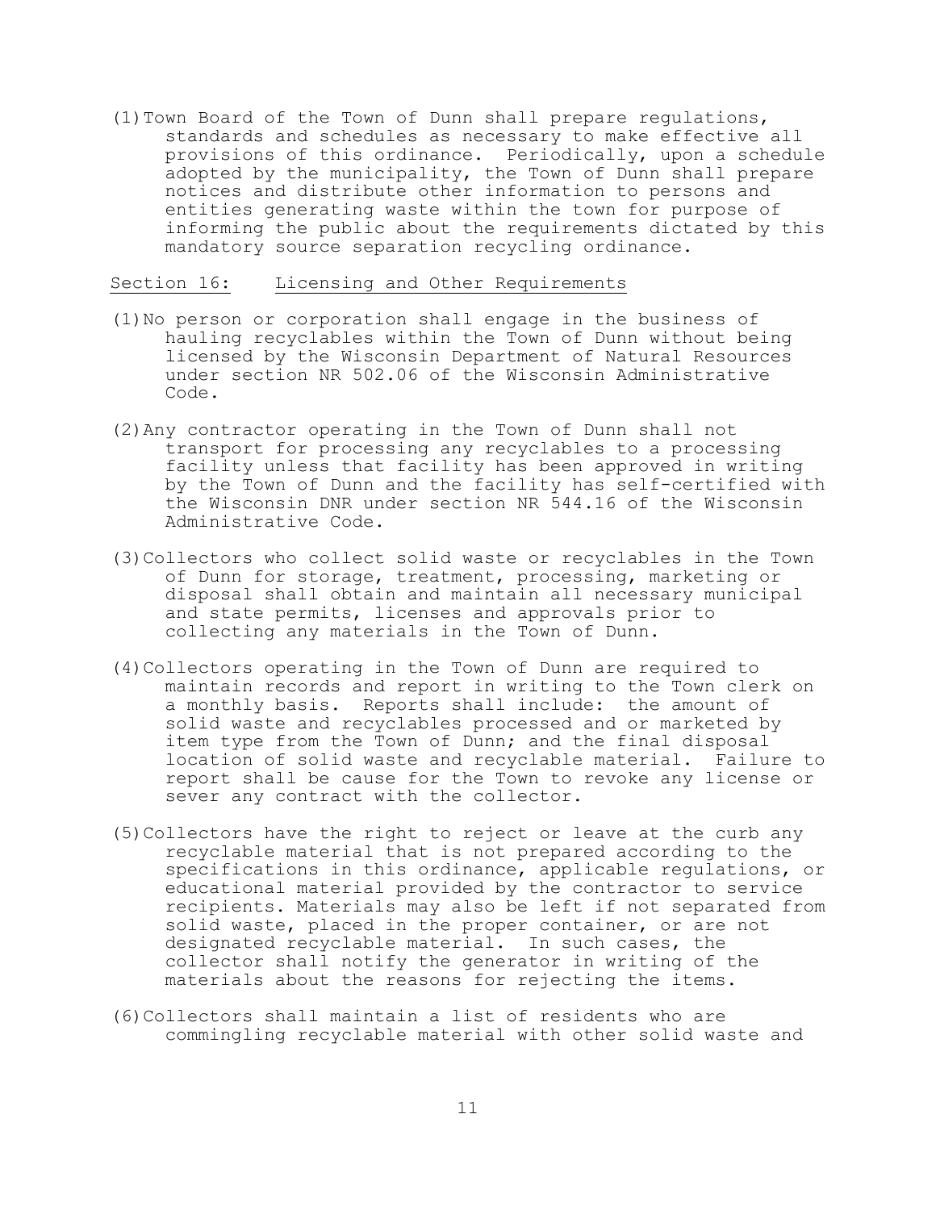(1) Town Board of the Town of Dunn shall prepare regulations, standards and schedules as necessary to make effective all provisions of this ordinance. Periodically, upon a schedule adopted by the municipality, the Town of Dunn shall prepare notices and distribute other information to persons and entities generating waste within the town for purpose of informing the public about the requirements dictated by this mandatory source separation recycling ordinance.

## Section 16: Licensing and Other Requirements

(1) No person or corporation shall engage in the business of hauling recyclables within the Town of Dunn without being licensed by the Wisconsin Department of Natural Resources under section NR 502.06 of the Wisconsin Administrative Code.

(2) Any contractor operating in the Town of Dunn shall not transport for processing any recyclables to a processing facility unless that facility has been approved in writing by the Town of Dunn and the facility has self-certified with the Wisconsin DNR under section NR 544.16 of the Wisconsin Administrative Code.

(3) Collectors who collect solid waste or recyclables in the Town of Dunn for storage, treatment, processing, marketing or disposal shall obtain and maintain all necessary municipal and state permits, licenses and approvals prior to collecting any materials in the Town of Dunn.

(4) Collectors operating in the Town of Dunn are required to maintain records and report in writing to the Town clerk on a monthly basis. Reports shall include: the amount of solid waste and recyclables processed and or marketed by item type from the Town of Dunn; and the final disposal location of solid waste and recyclable material. Failure to report shall be cause for the Town to revoke any license or sever any contract with the collector.

(5) Collectors have the right to reject or leave at the curb any recyclable material that is not prepared according to the specifications in this ordinance, applicable regulations, or educational material provided by the contractor to service recipients. Materials may also be left if not separated from solid waste, placed in the proper container, or are not designated recyclable material. In such cases, the collector shall notify the generator in writing of the materials about the reasons for rejecting the items.

(6) Collectors shall maintain a list of residents who are commingling recyclable material with other solid waste and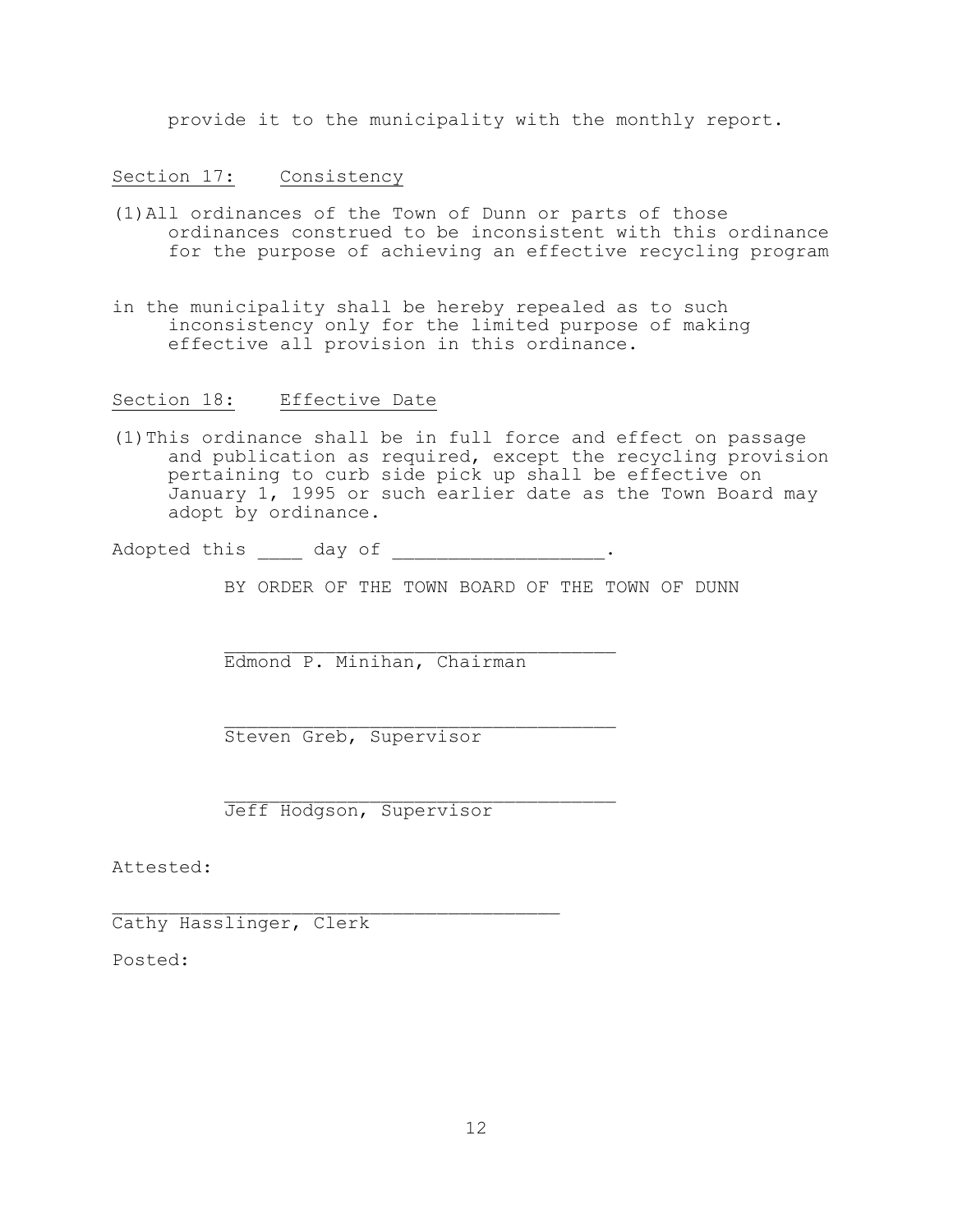provide it to the municipality with the monthly report.

Section 17: Consistency

(1) All ordinances of the Town of Dunn or parts of those ordinances construed to be inconsistent with this ordinance for the purpose of achieving an effective recycling program

in the municipality shall be hereby repealed as to such inconsistency only for the limited purpose of making effective all provision in this ordinance.

Section 18: Effective Date

(1) This ordinance shall be in full force and effect on passage and publication as required, except the recycling provision pertaining to curb side pick up shall be effective on January 1, 1995 or such earlier date as the Town Board may adopt by ordinance.

Adopted this ____ day of __________________.

BY ORDER OF THE TOWN BOARD OF THE TOWN OF DUNN

___________________________________
Edmond P. Minihan, Chairman

___________________________________
Steven Greb, Supervisor

___________________________________
Jeff Hodgson, Supervisor

Attested:

________________________________________
Cathy Hasslinger, Clerk

Posted: